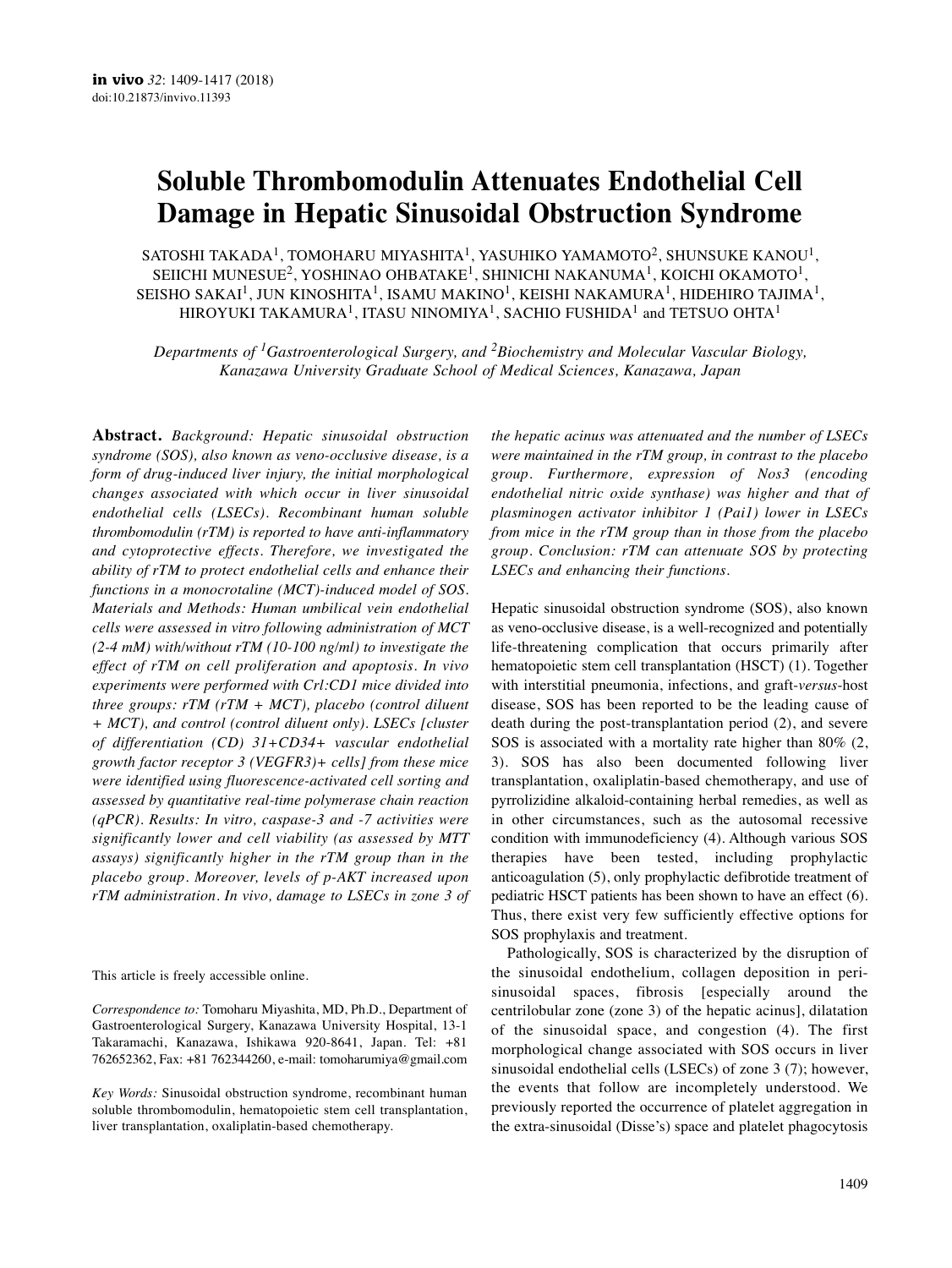# Soluble Thrombomodulin Attenuates Endothelial Cell Damage in Hepatic Sinusoidal Obstruction Syndrome

SATOSHI TAKADA[1], TOMOHARU MIYASHITA[1], YASUHIKO YAMAMOTO[2], SHUNSUKE KANOU[1], SEIICHI MUNESUE[2], YOSHINAO OHBATAKE[1], SHINICHI NAKANUMA[1], KOICHI OKAMOTO[1], SEISHO SAKAI[1], JUN KINOSHITA[1], ISAMU MAKINO[1], KEISHI NAKAMURA[1], HIDEHIRO TAJIMA[1], HIROYUKI TAKAMURA[1], ITASU NINOMIYA[1], SACHIO FUSHIDA[1] and TETSUO OHTA[1]

*Departments of [1]Gastroenterological Surgery, and [2]Biochemistry and Molecular Vascular Biology, Kanazawa University Graduate School of Medical Sciences, Kanazawa, Japan*

**Abstract.** *Background: Hepatic sinusoidal obstruction syndrome (SOS), also known as veno-occlusive disease, is a form of drug-induced liver injury, the initial morphological changes associated with which occur in liver sinusoidal endothelial cells (LSECs). Recombinant human soluble thrombomodulin (rTM) is reported to have anti-inflammatory and cytoprotective effects. Therefore, we investigated the ability of rTM to protect endothelial cells and enhance their functions in a monocrotaline (MCT)-induced model of SOS. Materials and Methods: Human umbilical vein endothelial cells were assessed in vitro following administration of MCT (2-4 mM) with/without rTM (10-100 ng/ml) to investigate the effect of rTM on cell proliferation and apoptosis. In vivo experiments were performed with Crl:CD1 mice divided into three groups: rTM (rTM + MCT), placebo (control diluent + MCT), and control (control diluent only). LSECs [cluster of differentiation (CD) 31+CD34+ vascular endothelial growth factor receptor 3 (VEGFR3)+ cells] from these mice were identified using fluorescence-activated cell sorting and assessed by quantitative real-time polymerase chain reaction (qPCR). Results: In vitro, caspase-3 and -7 activities were significantly lower and cell viability (as assessed by MTT assays) significantly higher in the rTM group than in the placebo group. Moreover, levels of p-AKT increased upon rTM administration. In vivo, damage to LSECs in zone 3 of the hepatic acinus was attenuated and the number of LSECs were maintained in the rTM group, in contrast to the placebo group. Furthermore, expression of Nos3 (encoding endothelial nitric oxide synthase) was higher and that of plasminogen activator inhibitor 1 (Pai1) lower in LSECs from mice in the rTM group than in those from the placebo group. Conclusion: rTM can attenuate SOS by protecting LSECs and enhancing their functions.*

This article is freely accessible online.

*Correspondence to:* Tomoharu Miyashita, MD, Ph.D., Department of Gastroenterological Surgery, Kanazawa University Hospital, 13-1 Takaramachi, Kanazawa, Ishikawa 920-8641, Japan. Tel: +81 762652362, Fax: +81 762344260, e-mail: tomoharumiya@gmail.com

*Key Words:* Sinusoidal obstruction syndrome, recombinant human soluble thrombomodulin, hematopoietic stem cell transplantation, liver transplantation, oxaliplatin-based chemotherapy.

Hepatic sinusoidal obstruction syndrome (SOS), also known as veno-occlusive disease, is a well-recognized and potentially life-threatening complication that occurs primarily after hematopoietic stem cell transplantation (HSCT) (1). Together with interstitial pneumonia, infections, and graft-*versus*-host disease, SOS has been reported to be the leading cause of death during the post-transplantation period (2), and severe SOS is associated with a mortality rate higher than 80% (2, 3). SOS has also been documented following liver transplantation, oxaliplatin-based chemotherapy, and use of pyrrolizidine alkaloid-containing herbal remedies, as well as in other circumstances, such as the autosomal recessive condition with immunodeficiency (4). Although various SOS therapies have been tested, including prophylactic anticoagulation (5), only prophylactic defibrotide treatment of pediatric HSCT patients has been shown to have an effect (6). Thus, there exist very few sufficiently effective options for SOS prophylaxis and treatment.

Pathologically, SOS is characterized by the disruption of the sinusoidal endothelium, collagen deposition in peri-sinusoidal spaces, fibrosis [especially around the centrilobular zone (zone 3) of the hepatic acinus], dilatation of the sinusoidal space, and congestion (4). The first morphological change associated with SOS occurs in liver sinusoidal endothelial cells (LSECs) of zone 3 (7); however, the events that follow are incompletely understood. We previously reported the occurrence of platelet aggregation in the extra-sinusoidal (Disse's) space and platelet phagocytosis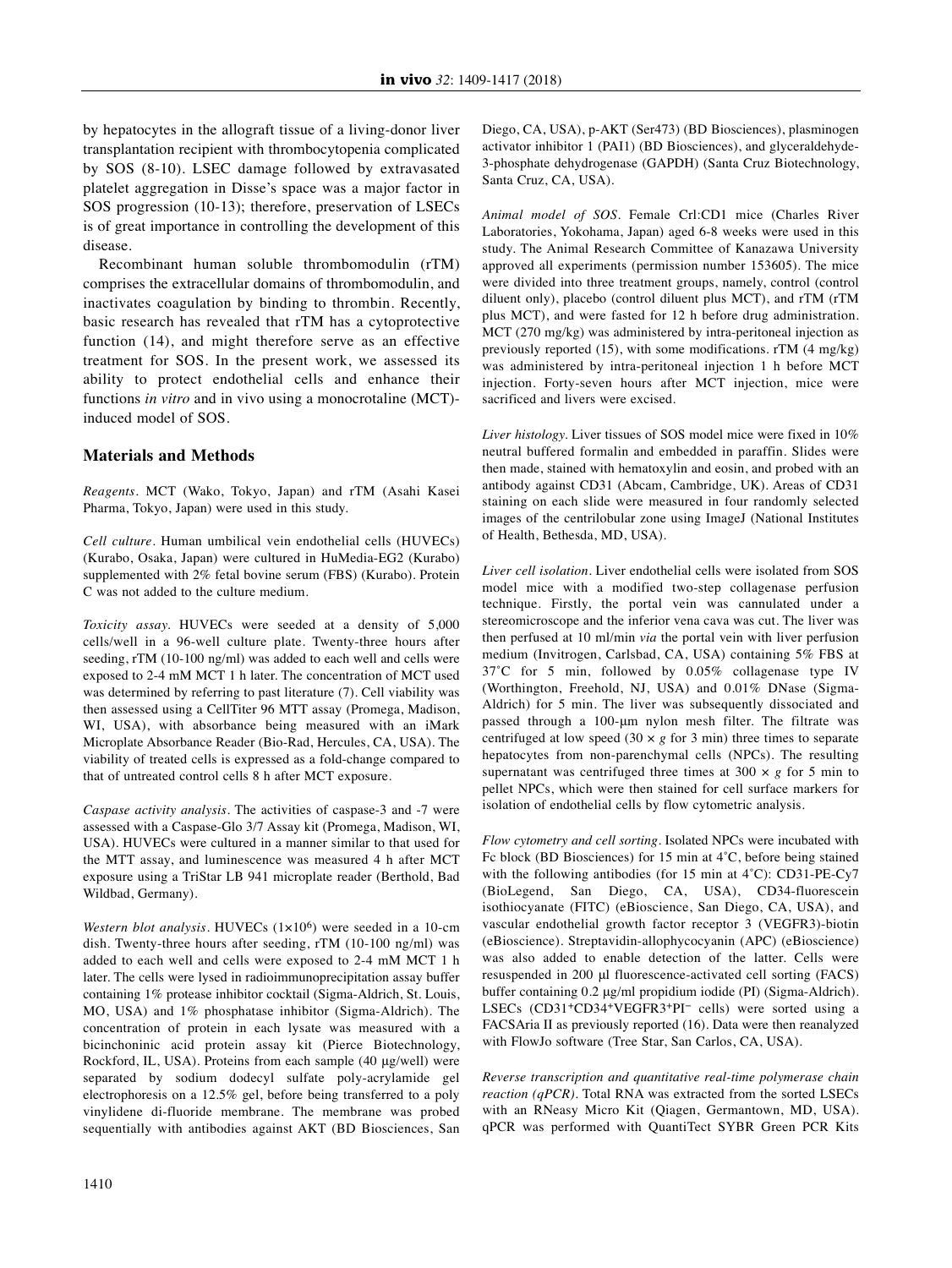by hepatocytes in the allograft tissue of a living-donor liver transplantation recipient with thrombocytopenia complicated by SOS (8-10). LSEC damage followed by extravasated platelet aggregation in Disse's space was a major factor in SOS progression (10-13); therefore, preservation of LSECs is of great importance in controlling the development of this disease.

Recombinant human soluble thrombomodulin (rTM) comprises the extracellular domains of thrombomodulin, and inactivates coagulation by binding to thrombin. Recently, basic research has revealed that rTM has a cytoprotective function (14), and might therefore serve as an effective treatment for SOS. In the present work, we assessed its ability to protect endothelial cells and enhance their functions *in vitro* and in vivo using a monocrotaline (MCT)-induced model of SOS.

## Materials and Methods

*Reagents*. MCT (Wako, Tokyo, Japan) and rTM (Asahi Kasei Pharma, Tokyo, Japan) were used in this study.

*Cell culture*. Human umbilical vein endothelial cells (HUVECs) (Kurabo, Osaka, Japan) were cultured in HuMedia-EG2 (Kurabo) supplemented with 2% fetal bovine serum (FBS) (Kurabo). Protein C was not added to the culture medium.

*Toxicity assay*. HUVECs were seeded at a density of 5,000 cells/well in a 96-well culture plate. Twenty-three hours after seeding, rTM (10-100 ng/ml) was added to each well and cells were exposed to 2-4 mM MCT 1 h later. The concentration of MCT used was determined by referring to past literature (7). Cell viability was then assessed using a CellTiter 96 MTT assay (Promega, Madison, WI, USA), with absorbance being measured with an iMark Microplate Absorbance Reader (Bio-Rad, Hercules, CA, USA). The viability of treated cells is expressed as a fold-change compared to that of untreated control cells 8 h after MCT exposure.

*Caspase activity analysis*. The activities of caspase-3 and -7 were assessed with a Caspase-Glo 3/7 Assay kit (Promega, Madison, WI, USA). HUVECs were cultured in a manner similar to that used for the MTT assay, and luminescence was measured 4 h after MCT exposure using a TriStar LB 941 microplate reader (Berthold, Bad Wildbad, Germany).

*Western blot analysis*. HUVECs ($1\times10^6$) were seeded in a 10-cm dish. Twenty-three hours after seeding, rTM (10-100 ng/ml) was added to each well and cells were exposed to 2-4 mM MCT 1 h later. The cells were lysed in radioimmunoprecipitation assay buffer containing 1% protease inhibitor cocktail (Sigma-Aldrich, St. Louis, MO, USA) and 1% phosphatase inhibitor (Sigma-Aldrich). The concentration of protein in each lysate was measured with a bicinchoninic acid protein assay kit (Pierce Biotechnology, Rockford, IL, USA). Proteins from each sample (40 μg/well) were separated by sodium dodecyl sulfate poly-acrylamide gel electrophoresis on a 12.5% gel, before being transferred to a poly vinylidene di-fluoride membrane. The membrane was probed sequentially with antibodies against AKT (BD Biosciences, San Diego, CA, USA), p-AKT (Ser473) (BD Biosciences), plasminogen activator inhibitor 1 (PAI1) (BD Biosciences), and glyceraldehyde-3-phosphate dehydrogenase (GAPDH) (Santa Cruz Biotechnology, Santa Cruz, CA, USA).

*Animal model of SOS*. Female Crl:CD1 mice (Charles River Laboratories, Yokohama, Japan) aged 6-8 weeks were used in this study. The Animal Research Committee of Kanazawa University approved all experiments (permission number 153605). The mice were divided into three treatment groups, namely, control (control diluent only), placebo (control diluent plus MCT), and rTM (rTM plus MCT), and were fasted for 12 h before drug administration. MCT (270 mg/kg) was administered by intra-peritoneal injection as previously reported (15), with some modifications. rTM (4 mg/kg) was administered by intra-peritoneal injection 1 h before MCT injection. Forty-seven hours after MCT injection, mice were sacrificed and livers were excised.

*Liver histology*. Liver tissues of SOS model mice were fixed in 10% neutral buffered formalin and embedded in paraffin. Slides were then made, stained with hematoxylin and eosin, and probed with an antibody against CD31 (Abcam, Cambridge, UK). Areas of CD31 staining on each slide were measured in four randomly selected images of the centrilobular zone using ImageJ (National Institutes of Health, Bethesda, MD, USA).

*Liver cell isolation*. Liver endothelial cells were isolated from SOS model mice with a modified two-step collagenase perfusion technique. Firstly, the portal vein was cannulated under a stereomicroscope and the inferior vena cava was cut. The liver was then perfused at 10 ml/min *via* the portal vein with liver perfusion medium (Invitrogen, Carlsbad, CA, USA) containing 5% FBS at 37˚C for 5 min, followed by 0.05% collagenase type IV (Worthington, Freehold, NJ, USA) and 0.01% DNase (Sigma-Aldrich) for 5 min. The liver was subsequently dissociated and passed through a 100-μm nylon mesh filter. The filtrate was centrifuged at low speed ($30\times g$ for 3 min) three times to separate hepatocytes from non-parenchymal cells (NPCs). The resulting supernatant was centrifuged three times at $300\times g$ for 5 min to pellet NPCs, which were then stained for cell surface markers for isolation of endothelial cells by flow cytometric analysis.

*Flow cytometry and cell sorting*. Isolated NPCs were incubated with Fc block (BD Biosciences) for 15 min at 4˚C, before being stained with the following antibodies (for 15 min at 4˚C): CD31-PE-Cy7 (BioLegend, San Diego, CA, USA), CD34-fluorescein isothiocyanate (FITC) (eBioscience, San Diego, CA, USA), and vascular endothelial growth factor receptor 3 (VEGFR3)-biotin (eBioscience). Streptavidin-allophycocyanin (APC) (eBioscience) was also added to enable detection of the latter. Cells were resuspended in 200 μl fluorescence-activated cell sorting (FACS) buffer containing 0.2 μg/ml propidium iodide (PI) (Sigma-Aldrich). LSECs ($CD31^{+}CD34^{+}VEGFR3^{+}PI^{-}$ cells) were sorted using a FACSAria II as previously reported (16). Data were then reanalyzed with FlowJo software (Tree Star, San Carlos, CA, USA).

*Reverse transcription and quantitative real-time polymerase chain reaction (qPCR)*. Total RNA was extracted from the sorted LSECs with an RNeasy Micro Kit (Qiagen, Germantown, MD, USA). qPCR was performed with QuantiTect SYBR Green PCR Kits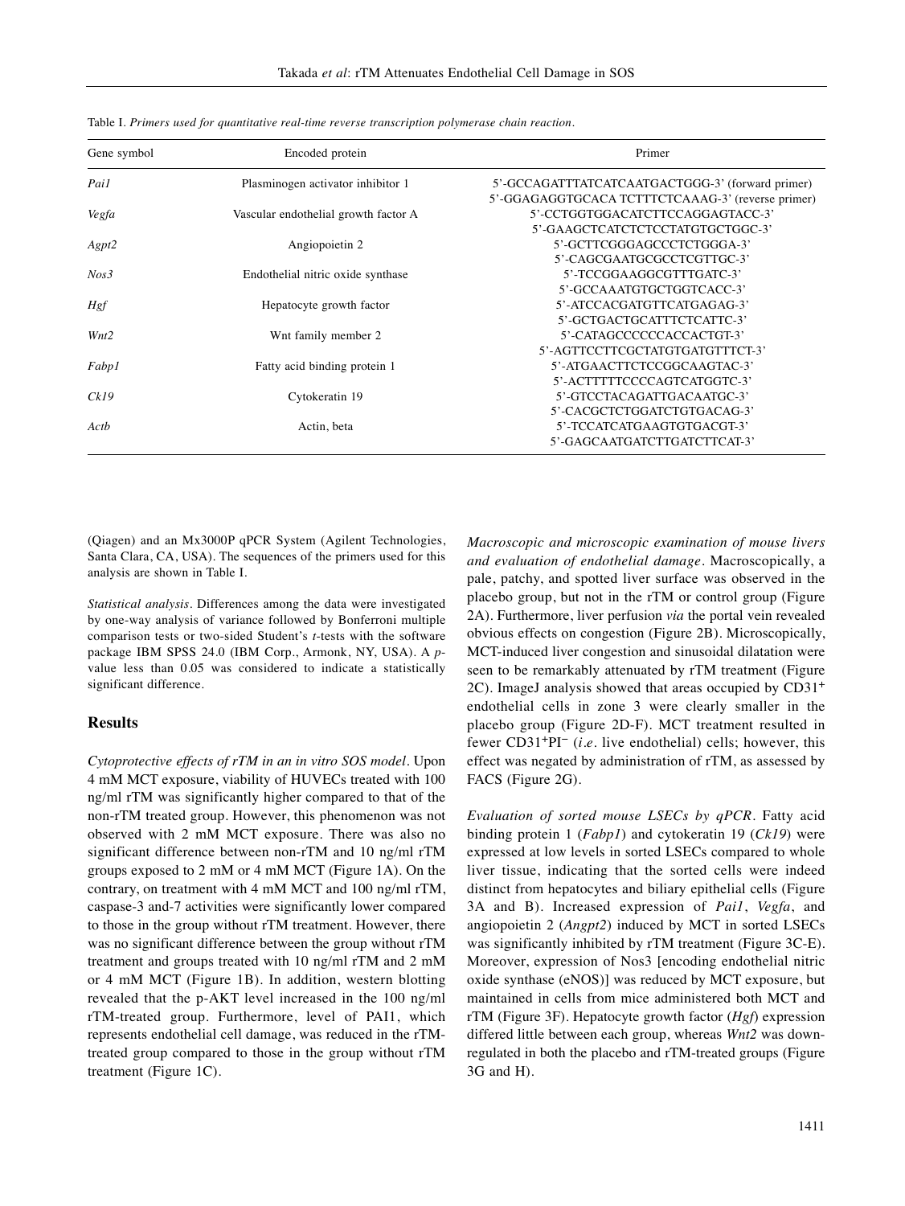Table I. *Primers used for quantitative real-time reverse transcription polymerase chain reaction.*

| Gene symbol | Encoded protein | Primer |
|---|---|---|
| *Pai1* | Plasminogen activator inhibitor 1 | 5'-GCCAGATTTATCATCAATGACTGGG-3' (forward primer) |
| | | 5'-GGAGAGGTGCACA TCTTTCTCAAAG-3' (reverse primer) |
| *Vegfa* | Vascular endothelial growth factor A | 5'-CCTGGTGGACATCTTCCAGGAGTACC-3' |
| | | 5'-GAAGCTCATCTCTCCTATGTGCTGGC-3' |
| *Agpt2* | Angiopoietin 2 | 5'-GCTTCGGGAGCCCTCTGGGA-3' |
| | | 5'-CAGCGAATGCGCCTCGTTGC-3' |
| *Nos3* | Endothelial nitric oxide synthase | 5'-TCCGGAAGGCGTTTGATC-3' |
| | | 5'-GCCAAATGTGCTGGTCACC-3' |
| *Hgf* | Hepatocyte growth factor | 5'-ATCCACGATGTTCATGAGAG-3' |
| | | 5'-GCTGACTGCATTTCTCATTC-3' |
| *Wnt2* | Wnt family member 2 | 5'-CATAGCCCCCCACCACTGT-3' |
| | | 5'-AGTTCCTTCGCTATGTGATGTTTCT-3' |
| *Fabp1* | Fatty acid binding protein 1 | 5'-ATGAACTTCTCCGGCAAGTAC-3' |
| | | 5'-ACTTTTTCCCCAGTCATGGTC-3' |
| *Ck19* | Cytokeratin 19 | 5'-GTCCTACAGATTGACAATGC-3' |
| | | 5'-CACGCTCTGGATCTGTGACAG-3' |
| *Actb* | Actin, beta | 5'-TCCATCATGAAGTGTGACGT-3' |
| | | 5'-GAGCAATGATCTTGATCTTCAT-3' |

(Qiagen) and an Mx3000P qPCR System (Agilent Technologies, Santa Clara, CA, USA). The sequences of the primers used for this analysis are shown in Table I.

*Statistical analysis.* Differences among the data were investigated by one-way analysis of variance followed by Bonferroni multiple comparison tests or two-sided Student's *t*-tests with the software package IBM SPSS 24.0 (IBM Corp., Armonk, NY, USA). A *p*-value less than 0.05 was considered to indicate a statistically significant difference.

## Results

*Cytoprotective effects of rTM in an in vitro SOS model.* Upon 4 mM MCT exposure, viability of HUVECs treated with 100 ng/ml rTM was significantly higher compared to that of the non-rTM treated group. However, this phenomenon was not observed with 2 mM MCT exposure. There was also no significant difference between non-rTM and 10 ng/ml rTM groups exposed to 2 mM or 4 mM MCT (Figure 1A). On the contrary, on treatment with 4 mM MCT and 100 ng/ml rTM, caspase-3 and -7 activities were significantly lower compared to those in the group without rTM treatment. However, there was no significant difference between the group without rTM treatment and groups treated with 10 ng/ml rTM and 2 mM or 4 mM MCT (Figure 1B). In addition, western blotting revealed that the p-AKT level increased in the 100 ng/ml rTM-treated group. Furthermore, level of PAI1, which represents endothelial cell damage, was reduced in the rTM-treated group compared to those in the group without rTM treatment (Figure 1C).

*Macroscopic and microscopic examination of mouse livers and evaluation of endothelial damage.* Macroscopically, a pale, patchy, and spotted liver surface was observed in the placebo group, but not in the rTM or control group (Figure 2A). Furthermore, liver perfusion *via* the portal vein revealed obvious effects on congestion (Figure 2B). Microscopically, MCT-induced liver congestion and sinusoidal dilatation were seen to be remarkably attenuated by rTM treatment (Figure 2C). ImageJ analysis showed that areas occupied by $CD31^+$ endothelial cells in zone 3 were clearly smaller in the placebo group (Figure 2D-F). MCT treatment resulted in fewer $CD31^+PI^-$ (*i.e.* live endothelial) cells; however, this effect was negated by administration of rTM, as assessed by FACS (Figure 2G).

*Evaluation of sorted mouse LSECs by qPCR.* Fatty acid binding protein 1 (*Fabp1*) and cytokeratin 19 (*Ck19*) were expressed at low levels in sorted LSECs compared to whole liver tissue, indicating that the sorted cells were indeed distinct from hepatocytes and biliary epithelial cells (Figure 3A and B). Increased expression of *Pai1*, *Vegfa*, and angiopoietin 2 (*Angpt2*) induced by MCT in sorted LSECs was significantly inhibited by rTM treatment (Figure 3C-E). Moreover, expression of Nos3 [encoding endothelial nitric oxide synthase (eNOS)] was reduced by MCT exposure, but maintained in cells from mice administered both MCT and rTM (Figure 3F). Hepatocyte growth factor (*Hgf*) expression differed little between each group, whereas *Wnt2* was down-regulated in both the placebo and rTM-treated groups (Figure 3G and H).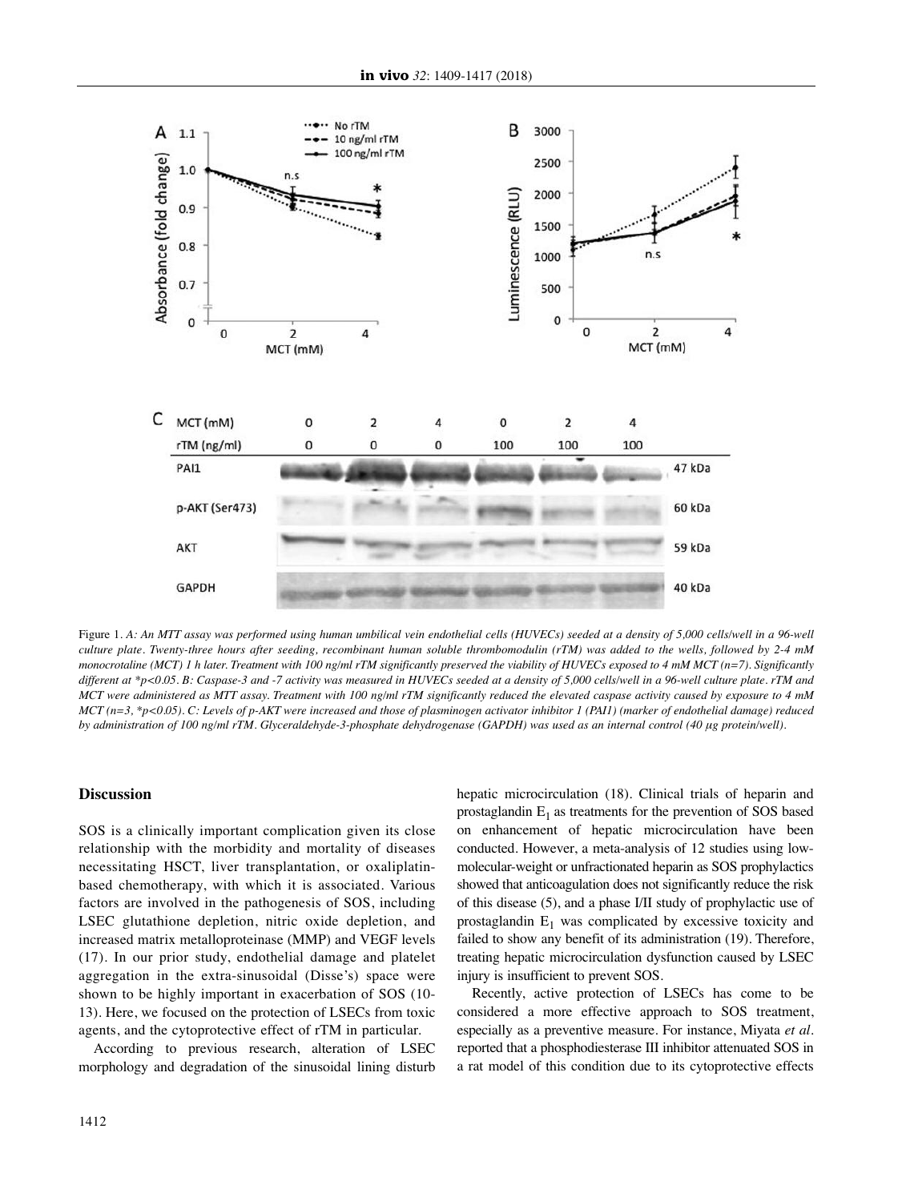Figure 1. *A: An MTT assay was performed using human umbilical vein endothelial cells (HUVECs) seeded at a density of 5,000 cells/well in a 96-well culture plate. Twenty-three hours after seeding, recombinant human soluble thrombomodulin (rTM) was added to the wells, followed by 2-4 mM monocrotaline (MCT) 1 h later. Treatment with 100 ng/ml rTM significantly preserved the viability of HUVECs exposed to 4 mM MCT (n=7). Significantly different at *p<0.05. B: Caspase-3 and -7 activity was measured in HUVECs seeded at a density of 5,000 cells/well in a 96-well culture plate. rTM and MCT were administered as MTT assay. Treatment with 100 ng/ml rTM significantly reduced the elevated caspase activity caused by exposure to 4 mM MCT (n=3, *p<0.05). C: Levels of p-AKT were increased and those of plasminogen activator inhibitor 1 (PAI1) (marker of endothelial damage) reduced by administration of 100 ng/ml rTM. Glyceraldehyde-3-phosphate dehydrogenase (GAPDH) was used as an internal control (40 µg protein/well).*

## Discussion

SOS is a clinically important complication given its close relationship with the morbidity and mortality of diseases necessitating HSCT, liver transplantation, or oxaliplatin-based chemotherapy, with which it is associated. Various factors are involved in the pathogenesis of SOS, including LSEC glutathione depletion, nitric oxide depletion, and increased matrix metalloproteinase (MMP) and VEGF levels (17). In our prior study, endothelial damage and platelet aggregation in the extra-sinusoidal (Disse's) space were shown to be highly important in exacerbation of SOS (10-13). Here, we focused on the protection of LSECs from toxic agents, and the cytoprotective effect of rTM in particular.

According to previous research, alteration of LSEC morphology and degradation of the sinusoidal lining disturb hepatic microcirculation (18). Clinical trials of heparin and prostaglandin $E_1$ as treatments for the prevention of SOS based on enhancement of hepatic microcirculation have been conducted. However, a meta-analysis of 12 studies using low-molecular-weight or unfractionated heparin as SOS prophylactics showed that anticoagulation does not significantly reduce the risk of this disease (5), and a phase I/II study of prophylactic use of prostaglandin $E_1$ was complicated by excessive toxicity and failed to show any benefit of its administration (19). Therefore, treating hepatic microcirculation dysfunction caused by LSEC injury is insufficient to prevent SOS.

Recently, active protection of LSECs has come to be considered a more effective approach to SOS treatment, especially as a preventive measure. For instance, Miyata *et al.* reported that a phosphodiesterase III inhibitor attenuated SOS in a rat model of this condition due to its cytoprotective effects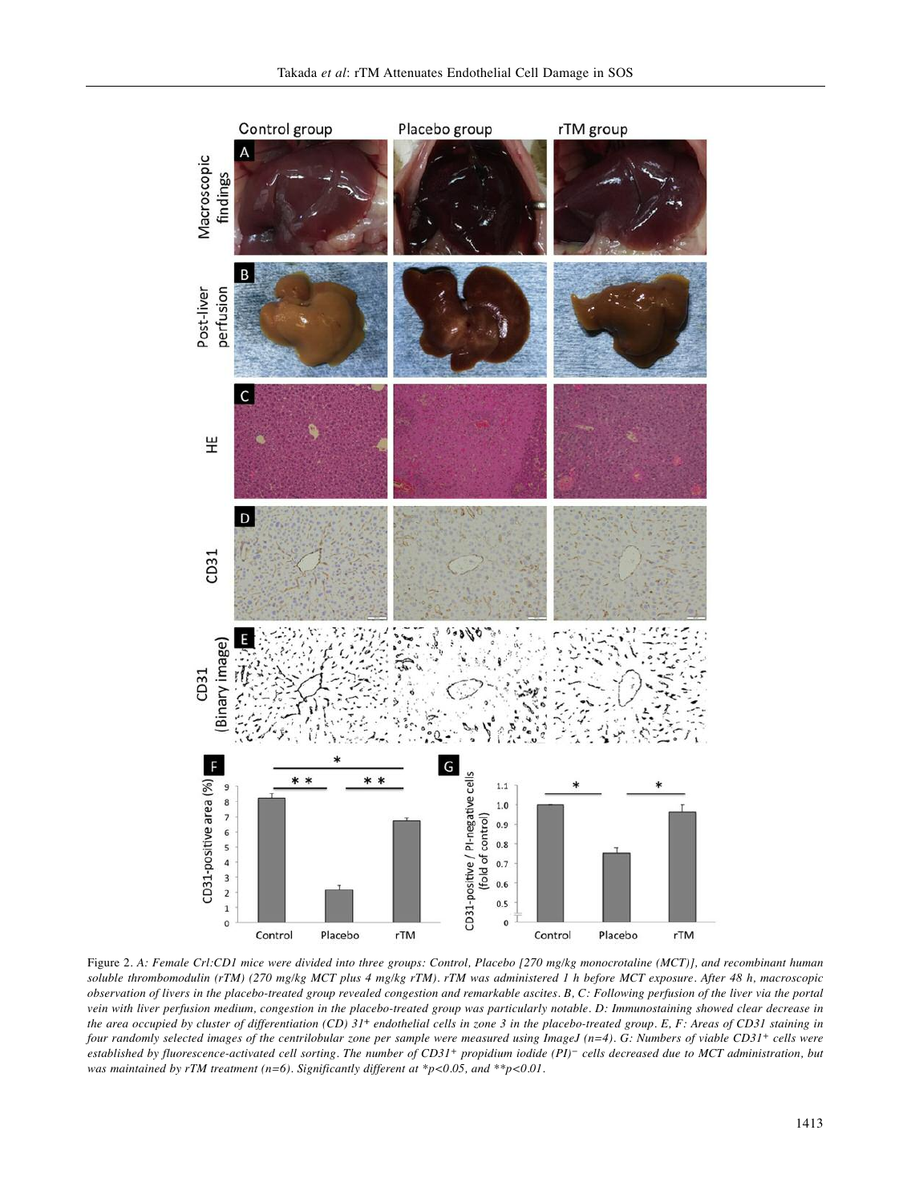Figure 2. *A: Female Crl:CD1 mice were divided into three groups: Control, Placebo [270 mg/kg monocrotaline (MCT)], and recombinant human soluble thrombomodulin (rTM) (270 mg/kg MCT plus 4 mg/kg rTM). rTM was administered 1 h before MCT exposure. After 48 h, macroscopic observation of livers in the placebo-treated group revealed congestion and remarkable ascites. B, C: Following perfusion of the liver via the portal vein with liver perfusion medium, congestion in the placebo-treated group was particularly notable. D: Immunostaining showed clear decrease in the area occupied by cluster of differentiation (CD) 31⁺ endothelial cells in zone 3 in the placebo-treated group. E, F: Areas of CD31 staining in four randomly selected images of the centrilobular zone per sample were measured using ImageJ (n=4). G: Numbers of viable CD31⁺ cells were established by fluorescence-activated cell sorting. The number of CD31⁺ propidium iodide (PI)⁻ cells decreased due to MCT administration, but was maintained by rTM treatment (n=6). Significantly different at *p<0.05, and **p<0.01.*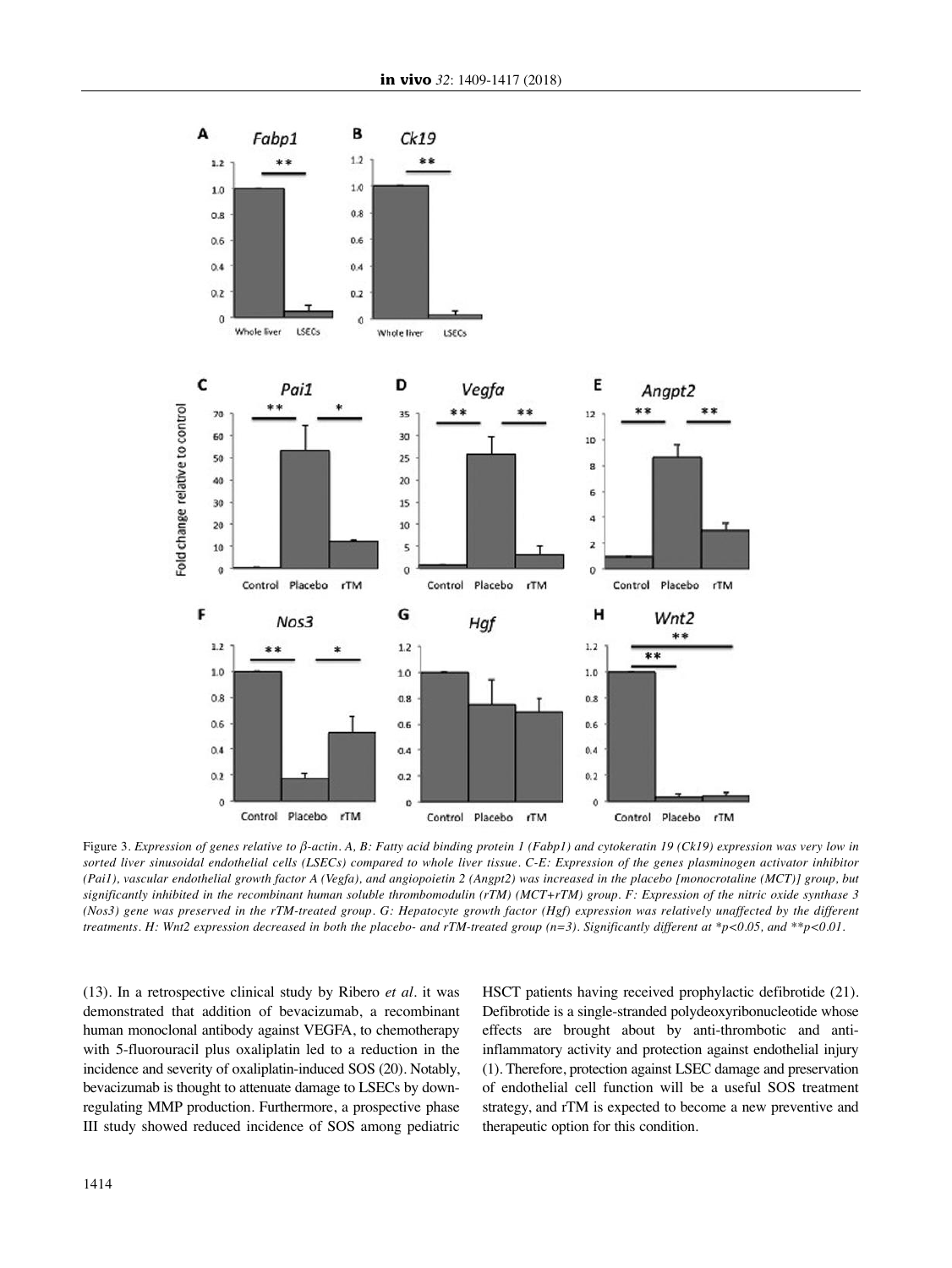Figure 3. *Expression of genes relative to β-actin. A, B: Fatty acid binding protein 1 (Fabp1) and cytokeratin 19 (Ck19) expression was very low in sorted liver sinusoidal endothelial cells (LSECs) compared to whole liver tissue. C-E: Expression of the genes plasminogen activator inhibitor (Pai1), vascular endothelial growth factor A (Vegfa), and angiopoietin 2 (Angpt2) was increased in the placebo [monocrotaline (MCT)] group, but significantly inhibited in the recombinant human soluble thrombomodulin (rTM) (MCT+rTM) group. F: Expression of the nitric oxide synthase 3 (Nos3) gene was preserved in the rTM-treated group. G: Hepatocyte growth factor (Hgf) expression was relatively unaffected by the different treatments. H: Wnt2 expression decreased in both the placebo- and rTM-treated group (n=3). Significantly different at *p<0.05, and **p<0.01.*

(13). In a retrospective clinical study by Ribero *et al*. it was demonstrated that addition of bevacizumab, a recombinant human monoclonal antibody against VEGFA, to chemotherapy with 5-fluorouracil plus oxaliplatin led to a reduction in the incidence and severity of oxaliplatin-induced SOS (20). Notably, bevacizumab is thought to attenuate damage to LSECs by down-regulating MMP production. Furthermore, a prospective phase III study showed reduced incidence of SOS among pediatric HSCT patients having received prophylactic defibrotide (21). Defibrotide is a single-stranded polydeoxyribonucleotide whose effects are brought about by anti-thrombotic and anti-inflammatory activity and protection against endothelial injury (1). Therefore, protection against LSEC damage and preservation of endothelial cell function will be a useful SOS treatment strategy, and rTM is expected to become a new preventive and therapeutic option for this condition.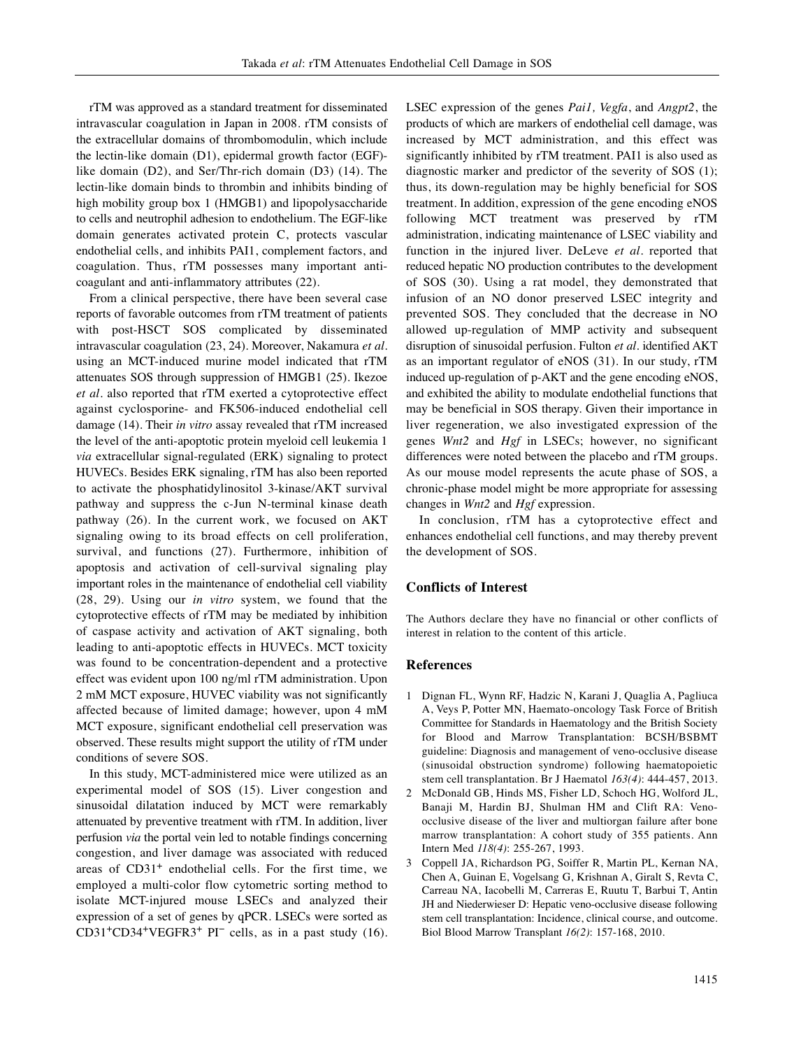rTM was approved as a standard treatment for disseminated intravascular coagulation in Japan in 2008. rTM consists of the extracellular domains of thrombomodulin, which include the lectin-like domain (D1), epidermal growth factor (EGF)-like domain (D2), and Ser/Thr-rich domain (D3) (14). The lectin-like domain binds to thrombin and inhibits binding of high mobility group box 1 (HMGB1) and lipopolysaccharide to cells and neutrophil adhesion to endothelium. The EGF-like domain generates activated protein C, protects vascular endothelial cells, and inhibits PAI1, complement factors, and coagulation. Thus, rTM possesses many important anticoagulant and anti-inflammatory attributes (22).

From a clinical perspective, there have been several case reports of favorable outcomes from rTM treatment of patients with post-HSCT SOS complicated by disseminated intravascular coagulation (23, 24). Moreover, Nakamura *et al.* using an MCT-induced murine model indicated that rTM attenuates SOS through suppression of HMGB1 (25). Ikezoe *et al.* also reported that rTM exerted a cytoprotective effect against cyclosporine- and FK506-induced endothelial cell damage (14). Their *in vitro* assay revealed that rTM increased the level of the anti-apoptotic protein myeloid cell leukemia 1 *via* extracellular signal-regulated (ERK) signaling to protect HUVECs. Besides ERK signaling, rTM has also been reported to activate the phosphatidylinositol 3-kinase/AKT survival pathway and suppress the c-Jun N-terminal kinase death pathway (26). In the current work, we focused on AKT signaling owing to its broad effects on cell proliferation, survival, and functions (27). Furthermore, inhibition of apoptosis and activation of cell-survival signaling play important roles in the maintenance of endothelial cell viability (28, 29). Using our *in vitro* system, we found that the cytoprotective effects of rTM may be mediated by inhibition of caspase activity and activation of AKT signaling, both leading to anti-apoptotic effects in HUVECs. MCT toxicity was found to be concentration-dependent and a protective effect was evident upon 100 ng/ml rTM administration. Upon 2 mM MCT exposure, HUVEC viability was not significantly affected because of limited damage; however, upon 4 mM MCT exposure, significant endothelial cell preservation was observed. These results might support the utility of rTM under conditions of severe SOS.

In this study, MCT-administered mice were utilized as an experimental model of SOS (15). Liver congestion and sinusoidal dilatation induced by MCT were remarkably attenuated by preventive treatment with rTM. In addition, liver perfusion *via* the portal vein led to notable findings concerning congestion, and liver damage was associated with reduced areas of $CD31^+$ endothelial cells. For the first time, we employed a multi-color flow cytometric sorting method to isolate MCT-injured mouse LSECs and analyzed their expression of a set of genes by qPCR. LSECs were sorted as $CD31^+CD34^+VEGFR3^+$ $PI^-$ cells, as in a past study (16). LSEC expression of the genes *Pai1, Vegfa*, and *Angpt2*, the products of which are markers of endothelial cell damage, was increased by MCT administration, and this effect was significantly inhibited by rTM treatment. PAI1 is also used as diagnostic marker and predictor of the severity of SOS (1); thus, its down-regulation may be highly beneficial for SOS treatment. In addition, expression of the gene encoding eNOS following MCT treatment was preserved by rTM administration, indicating maintenance of LSEC viability and function in the injured liver. DeLeve *et al.* reported that reduced hepatic NO production contributes to the development of SOS (30). Using a rat model, they demonstrated that infusion of an NO donor preserved LSEC integrity and prevented SOS. They concluded that the decrease in NO allowed up-regulation of MMP activity and subsequent disruption of sinusoidal perfusion. Fulton *et al.* identified AKT as an important regulator of eNOS (31). In our study, rTM induced up-regulation of p-AKT and the gene encoding eNOS, and exhibited the ability to modulate endothelial functions that may be beneficial in SOS therapy. Given their importance in liver regeneration, we also investigated expression of the genes *Wnt2* and *Hgf* in LSECs; however, no significant differences were noted between the placebo and rTM groups. As our mouse model represents the acute phase of SOS, a chronic-phase model might be more appropriate for assessing changes in *Wnt2* and *Hgf* expression.

In conclusion, rTM has a cytoprotective effect and enhances endothelial cell functions, and may thereby prevent the development of SOS.

## Conflicts of Interest

The Authors declare they have no financial or other conflicts of interest in relation to the content of this article.

## References

1. Dignan FL, Wynn RF, Hadzic N, Karani J, Quaglia A, Pagliuca A, Veys P, Potter MN, Haemato-oncology Task Force of British Committee for Standards in Haematology and the British Society for Blood and Marrow Transplantation: BCSH/BSBMT guideline: Diagnosis and management of veno-occlusive disease (sinusoidal obstruction syndrome) following haematopoietic stem cell transplantation. Br J Haematol *163(4)*: 444-457, 2013.
2. McDonald GB, Hinds MS, Fisher LD, Schoch HG, Wolford JL, Banaji M, Hardin BJ, Shulman HM and Clift RA: Veno-occlusive disease of the liver and multiorgan failure after bone marrow transplantation: A cohort study of 355 patients. Ann Intern Med *118(4)*: 255-267, 1993.
3. Coppell JA, Richardson PG, Soiffer R, Martin PL, Kernan NA, Chen A, Guinan E, Vogelsang G, Krishnan A, Giralt S, Revta C, Carreau NA, Iacobelli M, Carreras E, Ruutu T, Barbui T, Antin JH and Niederwieser D: Hepatic veno-occlusive disease following stem cell transplantation: Incidence, clinical course, and outcome. Biol Blood Marrow Transplant *16(2)*: 157-168, 2010.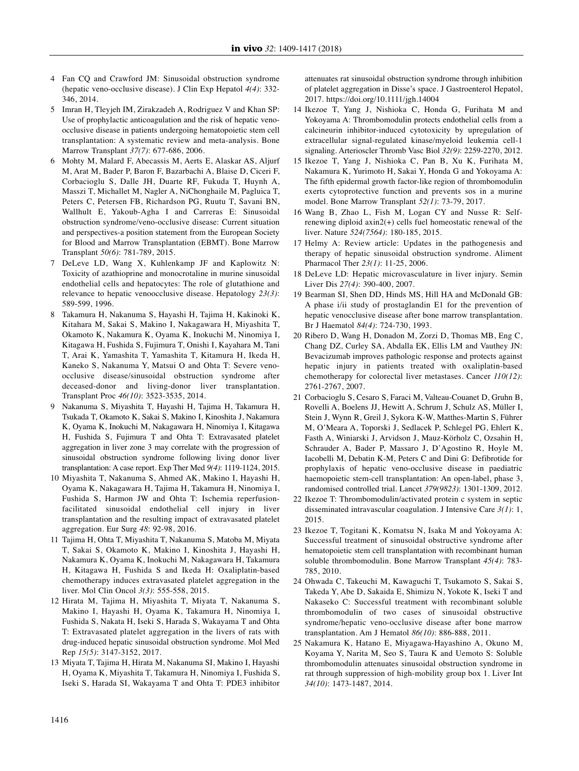4 Fan CQ and Crawford JM: Sinusoidal obstruction syndrome (hepatic veno-occlusive disease). J Clin Exp Hepatol *4(4)*: 332-346, 2014.

5 Imran H, Tleyjeh IM, Zirakzadeh A, Rodriguez V and Khan SP: Use of prophylactic anticoagulation and the risk of hepatic veno-occlusive disease in patients undergoing hematopoietic stem cell transplantation: A systematic review and meta-analysis. Bone Marrow Transplant *37(7)*: 677-686, 2006.

6 Mohty M, Malard F, Abecassis M, Aerts E, Alaskar AS, Aljurf M, Arat M, Bader P, Baron F, Bazarbachi A, Blaise D, Ciceri F, Corbacioglu S, Dalle JH, Duarte RF, Fukuda T, Huynh A, Masszi T, Michallet M, Nagler A, NiChonghaile M, Pagluica T, Peters C, Petersen FB, Richardson PG, Ruutu T, Savani BN, Wallhult E, Yakoub-Agha I and Carreras E: Sinusoidal obstruction syndrome/veno-occlusive disease: Current situation and perspectives-a position statement from the European Society for Blood and Marrow Transplantation (EBMT). Bone Marrow Transplant *50(6)*: 781-789, 2015.

7 DeLeve LD, Wang X, Kuhlenkamp JF and Kaplowitz N: Toxicity of azathioprine and monocrotaline in murine sinusoidal endothelial cells and hepatocytes: The role of glutathione and relevance to hepatic venoocclusive disease. Hepatology *23(3)*: 589-599, 1996.

8 Takamura H, Nakanuma S, Hayashi H, Tajima H, Kakinoki K, Kitahara M, Sakai S, Makino I, Nakagawara H, Miyashita T, Okamoto K, Nakamura K, Oyama K, Inokuchi M, Ninomiya I, Kitagawa H, Fushida S, Fujimura T, Onishi I, Kayahara M, Tani T, Arai K, Yamashita T, Yamashita T, Kitamura H, Ikeda H, Kaneko S, Nakanuma Y, Matsui O and Ohta T: Severe veno-occlusive disease/sinusoidal obstruction syndrome after deceased-donor and living-donor liver transplantation. Transplant Proc *46(10)*: 3523-3535, 2014.

9 Nakanuma S, Miyashita T, Hayashi H, Tajima H, Takamura H, Tsukada T, Okamoto K, Sakai S, Makino I, Kinoshita J, Nakamura K, Oyama K, Inokuchi M, Nakagawara H, Ninomiya I, Kitagawa H, Fushida S, Fujimura T and Ohta T: Extravasated platelet aggregation in liver zone 3 may correlate with the progression of sinusoidal obstruction syndrome following living donor liver transplantation: A case report. Exp Ther Med *9(4)*: 1119-1124, 2015.

10 Miyashita T, Nakanuma S, Ahmed AK, Makino I, Hayashi H, Oyama K, Nakagawara H, Tajima H, Takamura H, Ninomiya I, Fushida S, Harmon JW and Ohta T: Ischemia reperfusion-facilitated sinusoidal endothelial cell injury in liver transplantation and the resulting impact of extravasated platelet aggregation. Eur Surg *48*: 92-98, 2016.

11 Tajima H, Ohta T, Miyashita T, Nakanuma S, Matoba M, Miyata T, Sakai S, Okamoto K, Makino I, Kinoshita J, Hayashi H, Nakamura K, Oyama K, Inokuchi M, Nakagawara H, Takamura H, Kitagawa H, Fushida S and Ikeda H: Oxaliplatin-based chemotherapy induces extravasated platelet aggregation in the liver. Mol Clin Oncol *3(3)*: 555-558, 2015.

12 Hirata M, Tajima H, Miyashita T, Miyata T, Nakanuma S, Makino I, Hayashi H, Oyama K, Takamura H, Ninomiya I, Fushida S, Nakata H, Iseki S, Harada S, Wakayama T and Ohta T: Extravasated platelet aggregation in the livers of rats with drug-induced hepatic sinusoidal obstruction syndrome. Mol Med Rep *15(5)*: 3147-3152, 2017.

13 Miyata T, Tajima H, Hirata M, Nakanuma SI, Makino I, Hayashi H, Oyama K, Miyashita T, Takamura H, Ninomiya I, Fushida S, Iseki S, Harada SI, Wakayama T and Ohta T: PDE3 inhibitor attenuates rat sinusoidal obstruction syndrome through inhibition of platelet aggregation in Disse's space. J Gastroenterol Hepatol, 2017. https://doi.org/10.1111/jgh.14004

14 Ikezoe T, Yang J, Nishioka C, Honda G, Furihata M and Yokoyama A: Thrombomodulin protects endothelial cells from a calcineurin inhibitor-induced cytotoxicity by upregulation of extracellular signal-regulated kinase/myeloid leukemia cell-1 signaling. Arterioscler Thromb Vasc Biol *32(9)*: 2259-2270, 2012.

15 Ikezoe T, Yang J, Nishioka C, Pan B, Xu K, Furihata M, Nakamura K, Yurimoto H, Sakai Y, Honda G and Yokoyama A: The fifth epidermal growth factor-like region of thrombomodulin exerts cytoprotective function and prevents sos in a murine model. Bone Marrow Transplant *52(1)*: 73-79, 2017.

16 Wang B, Zhao L, Fish M, Logan CY and Nusse R: Self-renewing diploid axin2(+) cells fuel homeostatic renewal of the liver. Nature *524(7564)*: 180-185, 2015.

17 Helmy A: Review article: Updates in the pathogenesis and therapy of hepatic sinusoidal obstruction syndrome. Aliment Pharmacol Ther *23(1)*: 11-25, 2006.

18 DeLeve LD: Hepatic microvasculature in liver injury. Semin Liver Dis *27(4)*: 390-400, 2007.

19 Bearman SI, Shen DD, Hinds MS, Hill HA and McDonald GB: A phase i/ii study of prostaglandin E1 for the prevention of hepatic venocclusive disease after bone marrow transplantation. Br J Haematol *84(4)*: 724-730, 1993.

20 Ribero D, Wang H, Donadon M, Zorzi D, Thomas MB, Eng C, Chang DZ, Curley SA, Abdalla EK, Ellis LM and Vauthey JN: Bevacizumab improves pathologic response and protects against hepatic injury in patients treated with oxaliplatin-based chemotherapy for colorectal liver metastases. Cancer *110(12)*: 2761-2767, 2007.

21 Corbacioglu S, Cesaro S, Faraci M, Valteau-Couanet D, Gruhn B, Rovelli A, Boelens JJ, Hewitt A, Schrum J, Schulz AS, Müller I, Stein J, Wynn R, Greil J, Sykora K-W, Matthes-Martin S, Führer M, O'Meara A, Toporski J, Sedlacek P, Schlegel PG, Ehlert K, Fasth A, Winiarski J, Arvidson J, Mauz-Körholz C, Ozsahin H, Schrauder A, Bader P, Massaro J, D'Agostino R, Hoyle M, Iacobelli M, Debatin K-M, Peters C and Dini G: Defibrotide for prophylaxis of hepatic veno-occlusive disease in paediatric haemopoietic stem-cell transplantation: An open-label, phase 3, randomised controlled trial. Lancet *379(9823)*: 1301-1309, 2012.

22 Ikezoe T: Thrombomodulin/activated protein c system in septic disseminated intravascular coagulation. J Intensive Care *3(1)*: 1, 2015.

23 Ikezoe T, Togitani K, Komatsu N, Isaka M and Yokoyama A: Successful treatment of sinusoidal obstructive syndrome after hematopoietic stem cell transplantation with recombinant human soluble thrombomodulin. Bone Marrow Transplant *45(4)*: 783-785, 2010.

24 Ohwada C, Takeuchi M, Kawaguchi T, Tsukamoto S, Sakai S, Takeda Y, Abe D, Sakaida E, Shimizu N, Yokote K, Iseki T and Nakaseko C: Successful treatment with recombinant soluble thrombomodulin of two cases of sinusoidal obstructive syndrome/hepatic veno-occlusive disease after bone marrow transplantation. Am J Hematol *86(10)*: 886-888, 2011.

25 Nakamura K, Hatano E, Miyagawa-Hayashino A, Okuno M, Koyama Y, Narita M, Seo S, Taura K and Uemoto S: Soluble thrombomodulin attenuates sinusoidal obstruction syndrome in rat through suppression of high-mobility group box 1. Liver Int *34(10)*: 1473-1487, 2014.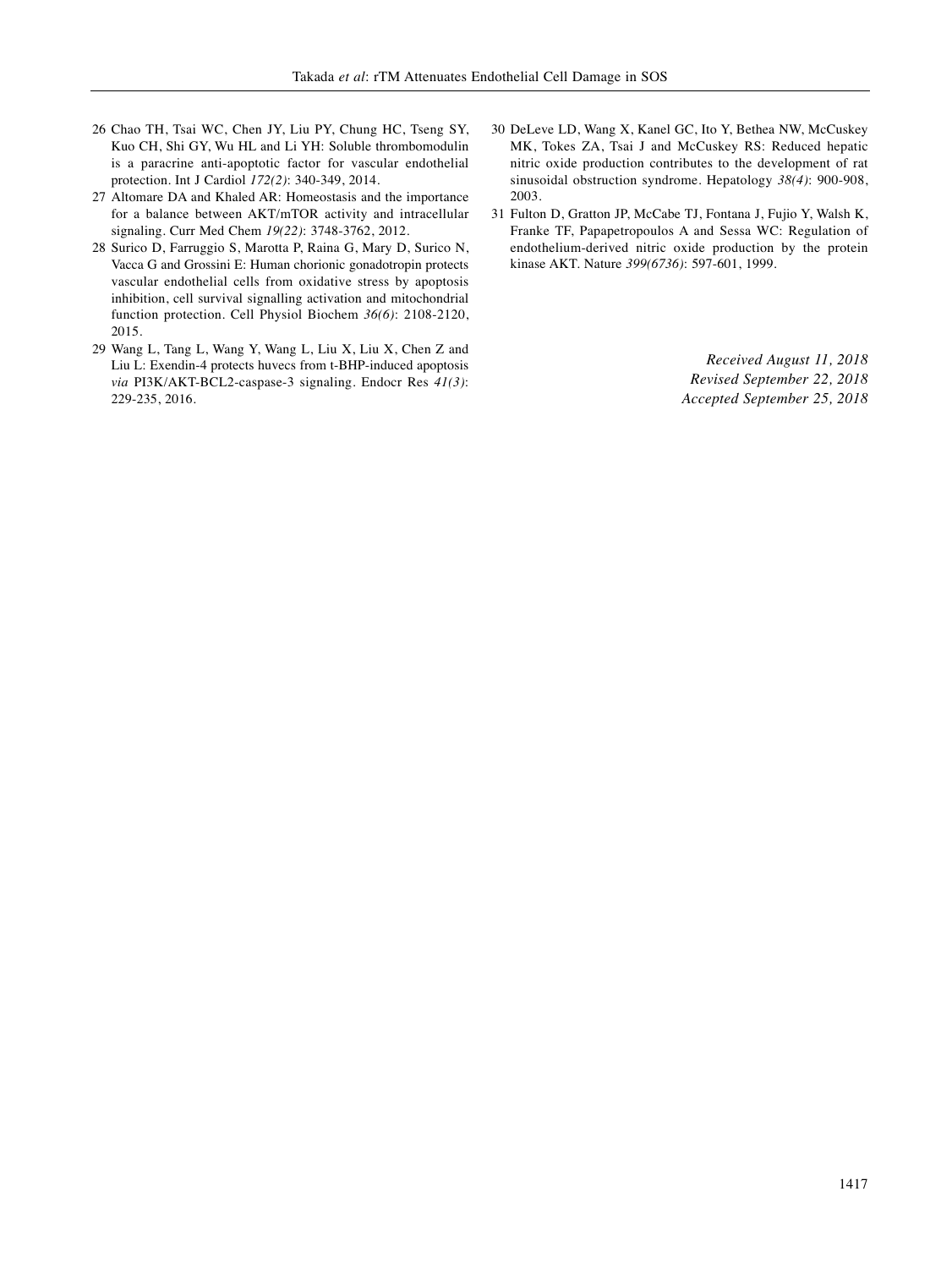26 Chao TH, Tsai WC, Chen JY, Liu PY, Chung HC, Tseng SY, Kuo CH, Shi GY, Wu HL and Li YH: Soluble thrombomodulin is a paracrine anti-apoptotic factor for vascular endothelial protection. Int J Cardiol *172(2)*: 340-349, 2014.

27 Altomare DA and Khaled AR: Homeostasis and the importance for a balance between AKT/mTOR activity and intracellular signaling. Curr Med Chem *19(22)*: 3748-3762, 2012.

28 Surico D, Farruggio S, Marotta P, Raina G, Mary D, Surico N, Vacca G and Grossini E: Human chorionic gonadotropin protects vascular endothelial cells from oxidative stress by apoptosis inhibition, cell survival signalling activation and mitochondrial function protection. Cell Physiol Biochem *36(6)*: 2108-2120, 2015.

29 Wang L, Tang L, Wang Y, Wang L, Liu X, Liu X, Chen Z and Liu L: Exendin-4 protects huvecs from t-BHP-induced apoptosis *via* PI3K/AKT-BCL2-caspase-3 signaling. Endocr Res *41(3)*: 229-235, 2016.

30 DeLeve LD, Wang X, Kanel GC, Ito Y, Bethea NW, McCuskey MK, Tokes ZA, Tsai J and McCuskey RS: Reduced hepatic nitric oxide production contributes to the development of rat sinusoidal obstruction syndrome. Hepatology *38(4)*: 900-908, 2003.

31 Fulton D, Gratton JP, McCabe TJ, Fontana J, Fujio Y, Walsh K, Franke TF, Papapetropoulos A and Sessa WC: Regulation of endothelium-derived nitric oxide production by the protein kinase AKT. Nature *399(6736)*: 597-601, 1999.

*Received August 11, 2018*
*Revised September 22, 2018*
*Accepted September 25, 2018*